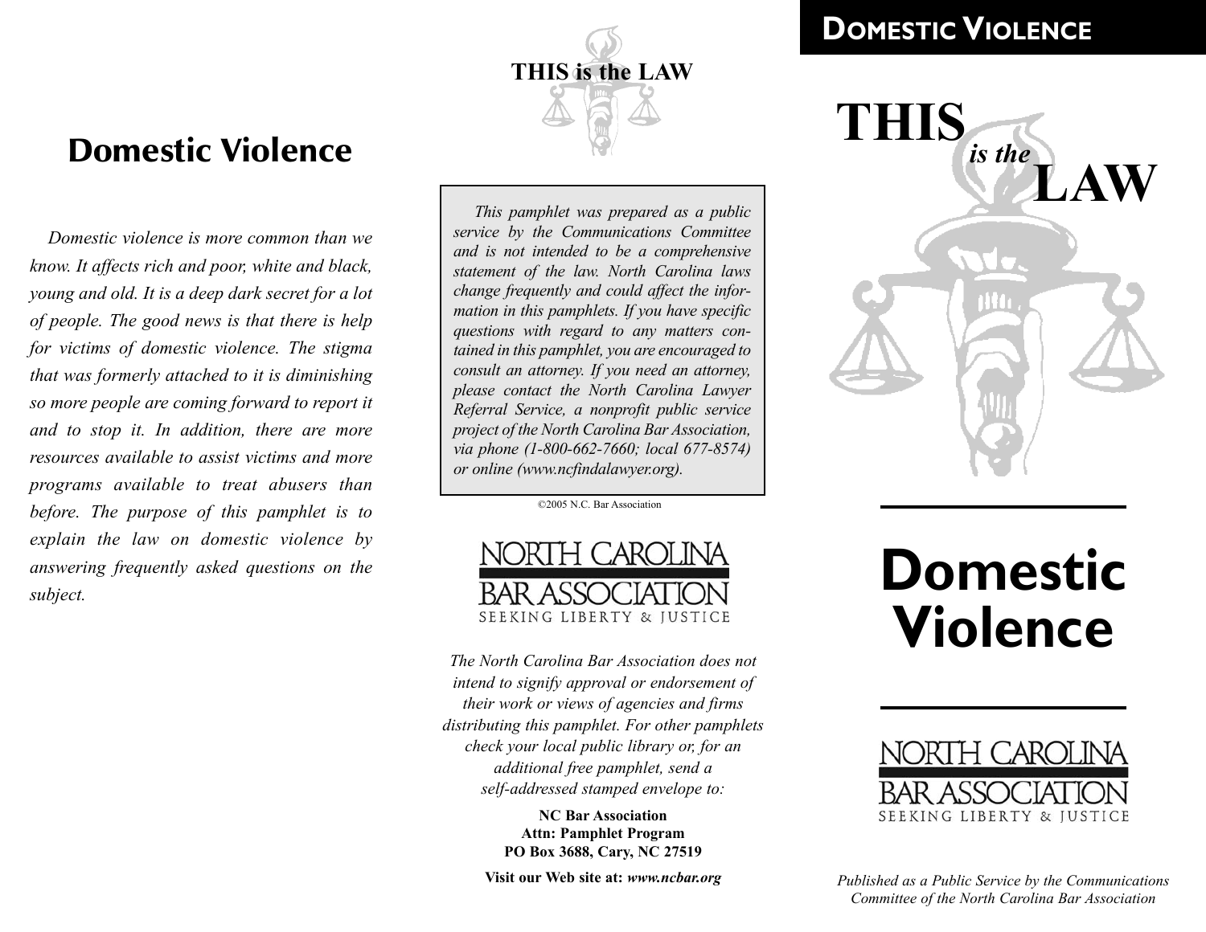# Domestic Violence

*Domestic violence is more common than we know. It affects rich and poor, white and black, young and old. It is a deep dark secret for a lot of people. The good news is that there is help for victims of domestic violence. The stigma that was formerly attached to it is diminishing so more people are coming forward to report it and to stop it. In addition, there are more resources available to assist victims and more programs available to treat abusers than before. The purpose of this pamphlet is to explain the law on domestic violence by answering frequently asked questions on the subject.*

**THIS is the LAW**

*This pamphlet was prepared as a public service by the Communications Committee and is not intended to be a comprehensive statement of the law. North Carolina laws change frequently and could affect the information in this pamphlets. If you have specific questions with regard to any matters contained in this pamphlet, you are encouraged to consult an attorney. If you need an attorney, please contact the North Carolina Lawyer Referral Service, a nonprofit public service project of the North Carolina Bar Association, via phone (1-800-662-7660; local 677-8574) or online (www.ncfindalawyer.org).*

©2005 N.C. Bar Association

NORTH CAROLINA BAR ASSOCIATION
SEEKING LIBERTY & JUSTICE

*The North Carolina Bar Association does not intend to signify approval or endorsement of their work or views of agencies and firms distributing this pamphlet. For other pamphlets check your local public library or, for an additional free pamphlet, send a self-addressed stamped envelope to:*

**NC Bar Association**
**Attn: Pamphlet Program**
**PO Box 3688, Cary, NC 27519**

**Visit our Web site at:** ***www.ncbar.org***

**DOMESTIC VIOLENCE**

# THIS *is the* LAW

# Domestic Violence

NORTH CAROLINA BAR ASSOCIATION
SEEKING LIBERTY & JUSTICE

*Published as a Public Service by the Communications Committee of the North Carolina Bar Association*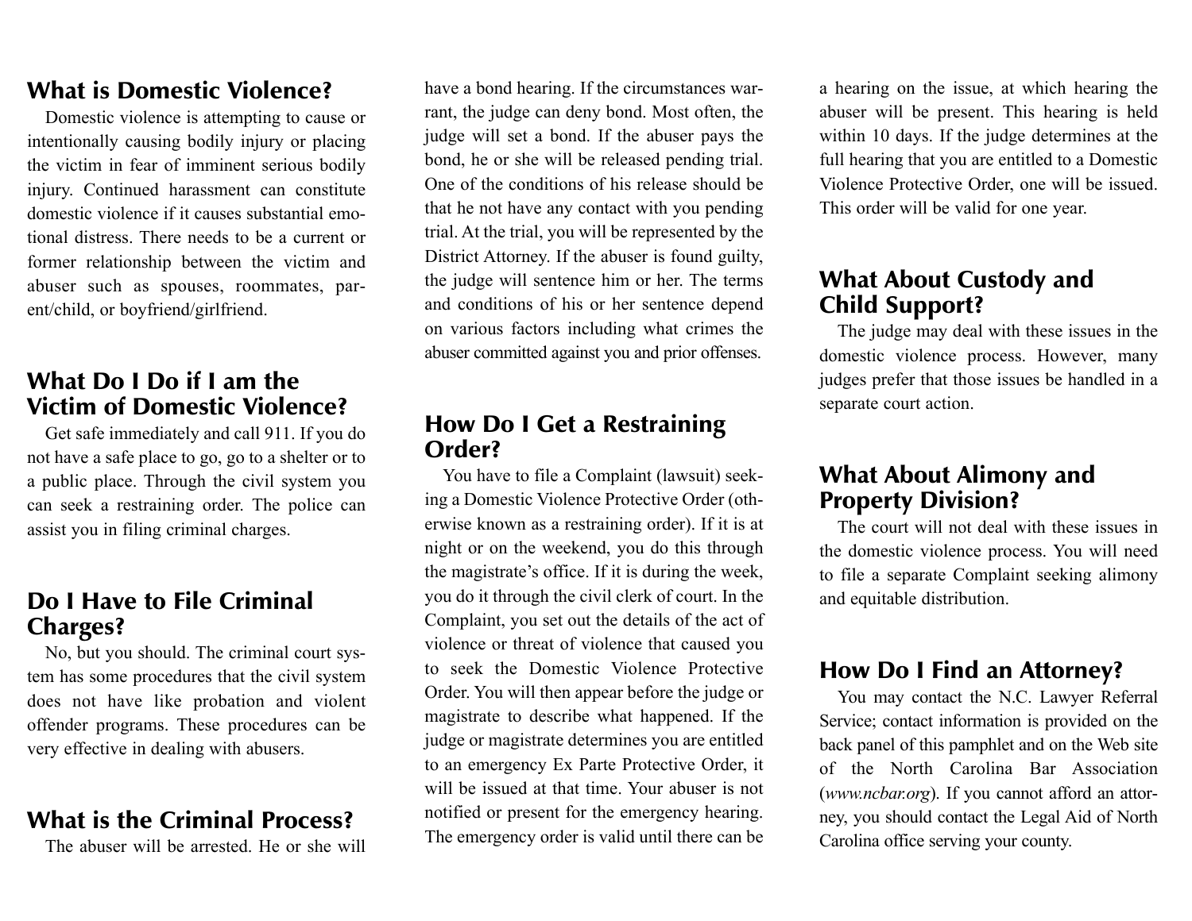## What is Domestic Violence?

Domestic violence is attempting to cause or intentionally causing bodily injury or placing the victim in fear of imminent serious bodily injury. Continued harassment can constitute domestic violence if it causes substantial emotional distress. There needs to be a current or former relationship between the victim and abuser such as spouses, roommates, parent/child, or boyfriend/girlfriend.

## What Do I Do if I am the Victim of Domestic Violence?

Get safe immediately and call 911. If you do not have a safe place to go, go to a shelter or to a public place. Through the civil system you can seek a restraining order. The police can assist you in filing criminal charges.

## Do I Have to File Criminal Charges?

No, but you should. The criminal court system has some procedures that the civil system does not have like probation and violent offender programs. These procedures can be very effective in dealing with abusers.

## What is the Criminal Process?

The abuser will be arrested. He or she will have a bond hearing. If the circumstances warrant, the judge can deny bond. Most often, the judge will set a bond. If the abuser pays the bond, he or she will be released pending trial. One of the conditions of his release should be that he not have any contact with you pending trial. At the trial, you will be represented by the District Attorney. If the abuser is found guilty, the judge will sentence him or her. The terms and conditions of his or her sentence depend on various factors including what crimes the abuser committed against you and prior offenses.

## How Do I Get a Restraining Order?

You have to file a Complaint (lawsuit) seeking a Domestic Violence Protective Order (otherwise known as a restraining order). If it is at night or on the weekend, you do this through the magistrate's office. If it is during the week, you do it through the civil clerk of court. In the Complaint, you set out the details of the act of violence or threat of violence that caused you to seek the Domestic Violence Protective Order. You will then appear before the judge or magistrate to describe what happened. If the judge or magistrate determines you are entitled to an emergency Ex Parte Protective Order, it will be issued at that time. Your abuser is not notified or present for the emergency hearing. The emergency order is valid until there can be a hearing on the issue, at which hearing the abuser will be present. This hearing is held within 10 days. If the judge determines at the full hearing that you are entitled to a Domestic Violence Protective Order, one will be issued. This order will be valid for one year.

## What About Custody and Child Support?

The judge may deal with these issues in the domestic violence process. However, many judges prefer that those issues be handled in a separate court action.

## What About Alimony and Property Division?

The court will not deal with these issues in the domestic violence process. You will need to file a separate Complaint seeking alimony and equitable distribution.

## How Do I Find an Attorney?

You may contact the N.C. Lawyer Referral Service; contact information is provided on the back panel of this pamphlet and on the Web site of the North Carolina Bar Association (*www.ncbar.org*). If you cannot afford an attorney, you should contact the Legal Aid of North Carolina office serving your county.